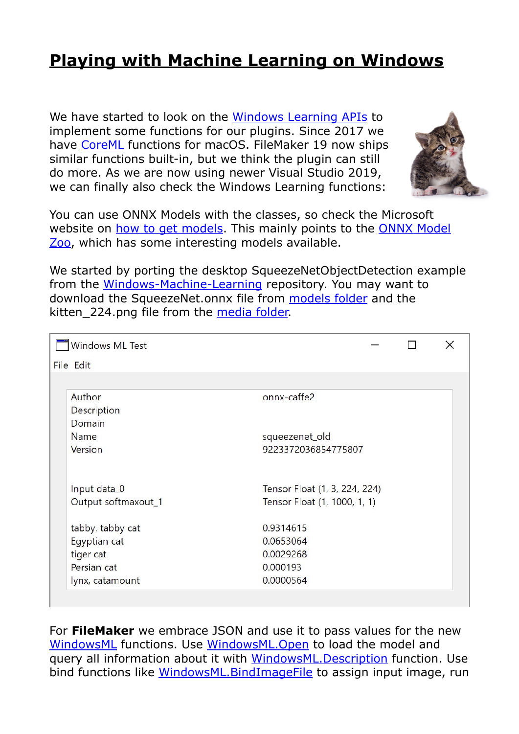# Playing with Machine Learning on Windows

We have started to look on the Windows Learning APIs to implement some functions for our plugins. Since 2017 we have CoreML functions for macOS. FileMaker 19 now ships similar functions built-in, but we think the plugin can still do more. As we are now using newer Visual Studio 2019, we can finally also check the Windows Learning functions:

You can use ONNX Models with the classes, so check the Microsoft website on how to get models. This mainly points to the ONNX Model Zoo, which has some interesting models available.

We started by porting the desktop SqueezeNetObjectDetection example from the Windows-Machine-Learning repository. You may want to download the SqueezeNet.onnx file from models folder and the kitten_224.png file from the media folder.

Windows ML Test

File Edit

| | |
|---|---|
| Author | onnx-caffe2 |
| Description | |
| Domain | |
| Name | squeezenet_old |
| Version | 9223372036854775807 |
| | |
| Input data_0 | Tensor Float (1, 3, 224, 224) |
| Output softmaxout_1 | Tensor Float (1, 1000, 1, 1) |
| | |
| tabby, tabby cat | 0.9314615 |
| Egyptian cat | 0.0653064 |
| tiger cat | 0.0029268 |
| Persian cat | 0.000193 |
| lynx, catamount | 0.0000564 |

For **FileMaker** we embrace JSON and use it to pass values for the new WindowsML functions. Use WindowsML.Open to load the model and query all information about it with WindowsML.Description function. Use bind functions like WindowsML.BindImageFile to assign input image, run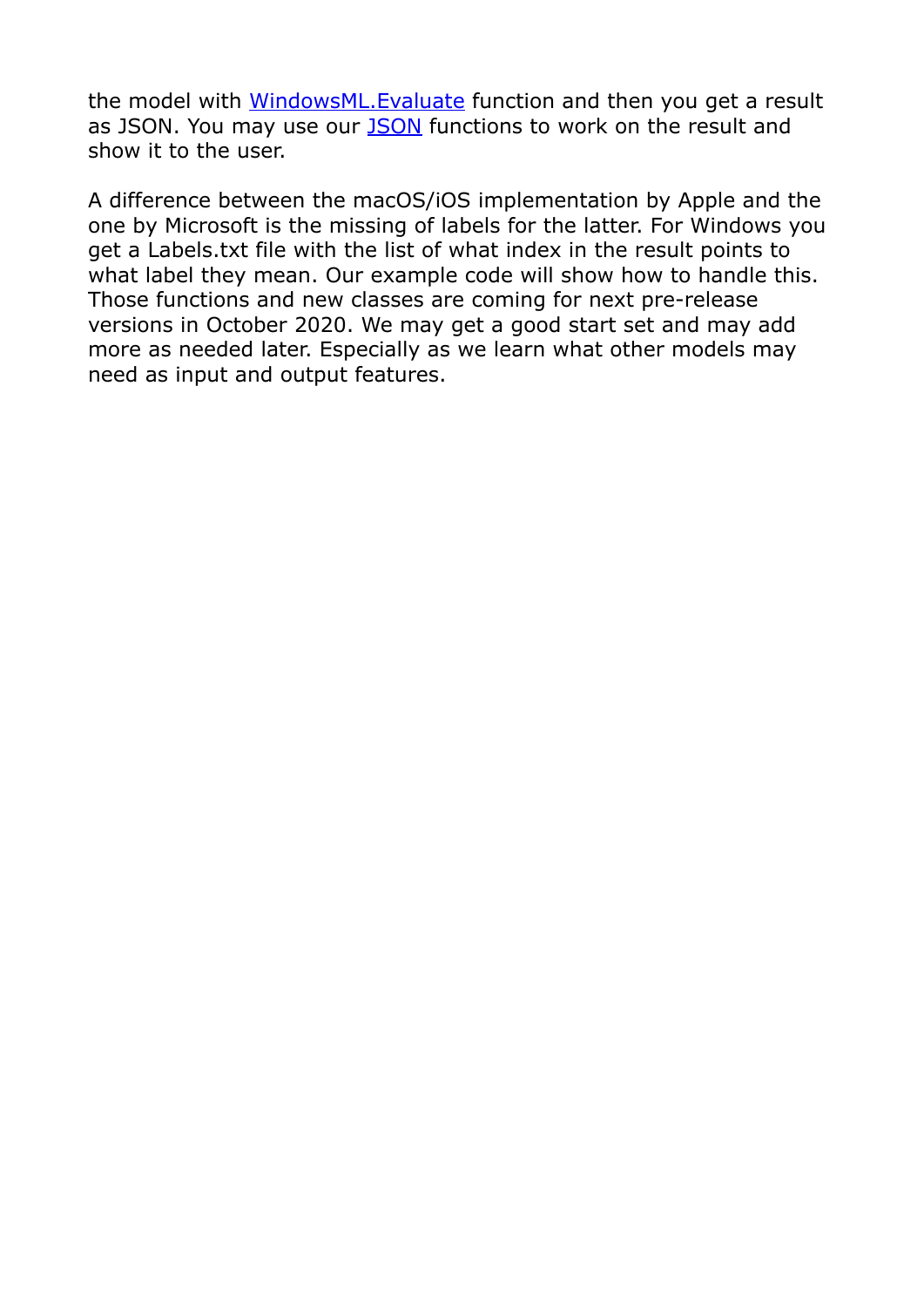the model with [WindowsML.Evaluate]() function and then you get a result as JSON. You may use our [JSON]() functions to work on the result and show it to the user.

A difference between the macOS/iOS implementation by Apple and the one by Microsoft is the missing of labels for the latter. For Windows you get a Labels.txt file with the list of what index in the result points to what label they mean. Our example code will show how to handle this. Those functions and new classes are coming for next pre-release versions in October 2020. We may get a good start set and may add more as needed later. Especially as we learn what other models may need as input and output features.